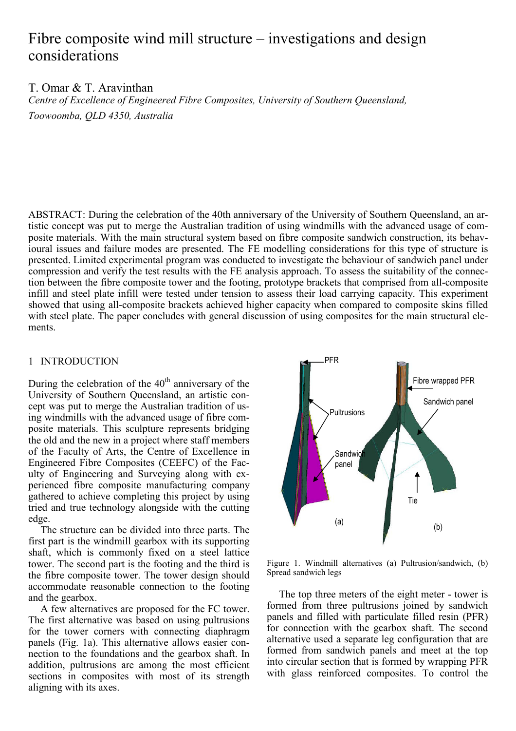# Fibre composite wind mill structure – investigations and design considerations

T. Omar & T. Aravinthan

*Centre of Excellence of Engineered Fibre Composites, University of Southern Queensland, Toowoomba, QLD 4350, Australia*

ABSTRACT: During the celebration of the 40th anniversary of the University of Southern Queensland, an artistic concept was put to merge the Australian tradition of using windmills with the advanced usage of composite materials. With the main structural system based on fibre composite sandwich construction, its behavioural issues and failure modes are presented. The FE modelling considerations for this type of structure is presented. Limited experimental program was conducted to investigate the behaviour of sandwich panel under compression and verify the test results with the FE analysis approach. To assess the suitability of the connection between the fibre composite tower and the footing, prototype brackets that comprised from all-composite infill and steel plate infill were tested under tension to assess their load carrying capacity. This experiment showed that using all-composite brackets achieved higher capacity when compared to composite skins filled with steel plate. The paper concludes with general discussion of using composites for the main structural elements.

## 1 INTRODUCTION

During the celebration of the 40th anniversary of the University of Southern Queensland, an artistic concept was put to merge the Australian tradition of using windmills with the advanced usage of fibre composite materials. This sculpture represents bridging the old and the new in a project where staff members of the Faculty of Arts, the Centre of Excellence in Engineered Fibre Composites (CEEFC) of the Faculty of Engineering and Surveying along with experienced fibre composite manufacturing company gathered to achieve completing this project by using tried and true technology alongside with the cutting edge.

The structure can be divided into three parts. The first part is the windmill gearbox with its supporting shaft, which is commonly fixed on a steel lattice tower. The second part is the footing and the third is the fibre composite tower. The tower design should accommodate reasonable connection to the footing and the gearbox.

A few alternatives are proposed for the FC tower. The first alternative was based on using pultrusions for the tower corners with connecting diaphragm panels (Fig. 1a). This alternative allows easier connection to the foundations and the gearbox shaft. In addition, pultrusions are among the most efficient sections in composites with most of its strength aligning with its axes.

Figure 1. Windmill alternatives (a) Pultrusion/sandwich, (b) Spread sandwich legs

The top three meters of the eight meter - tower is formed from three pultrusions joined by sandwich panels and filled with particulate filled resin (PFR) for connection with the gearbox shaft. The second alternative used a separate leg configuration that are formed from sandwich panels and meet at the top into circular section that is formed by wrapping PFR with glass reinforced composites. To control the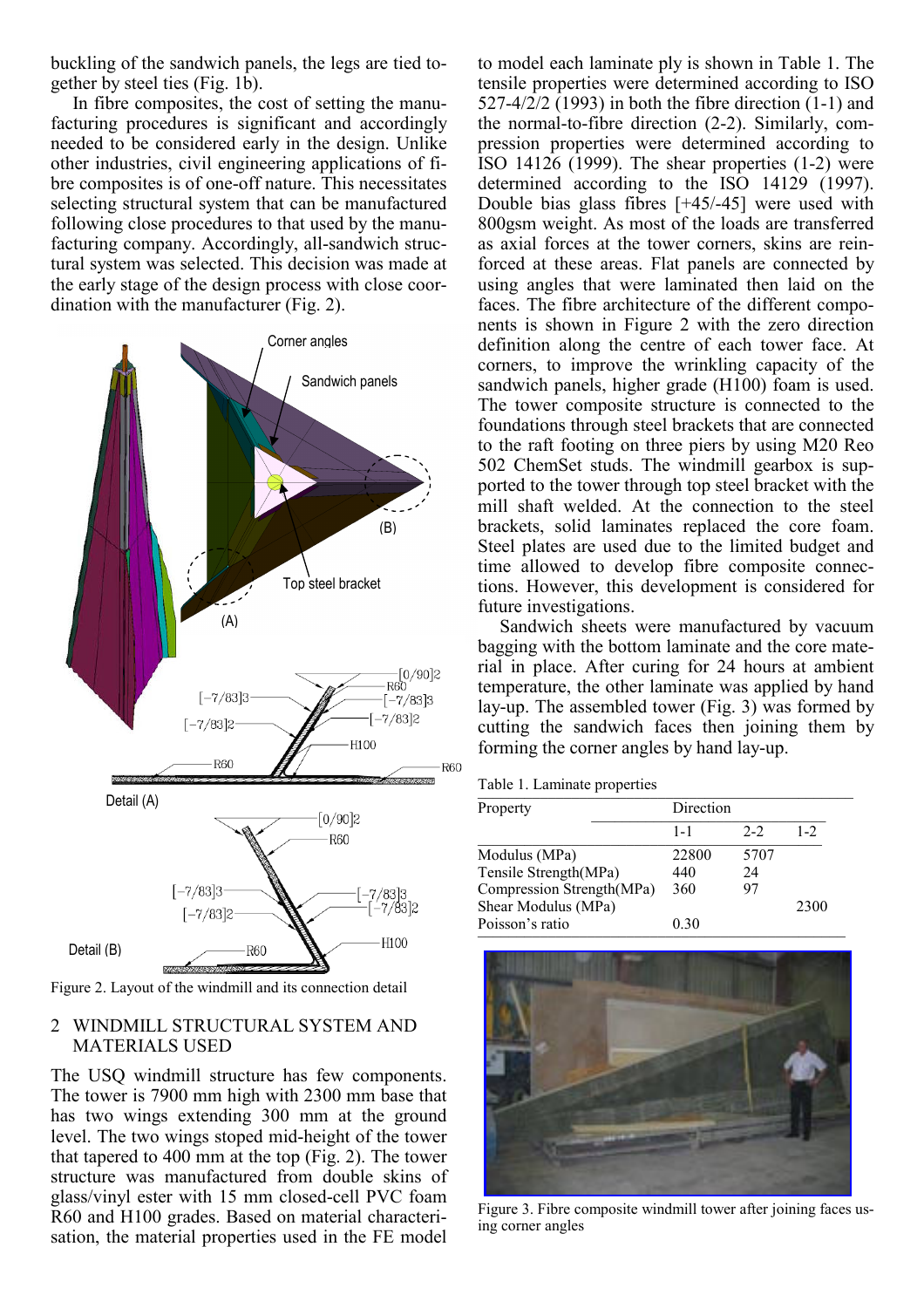buckling of the sandwich panels, the legs are tied together by steel ties (Fig. 1b).

In fibre composites, the cost of setting the manufacturing procedures is significant and accordingly needed to be considered early in the design. Unlike other industries, civil engineering applications of fibre composites is of one-off nature. This necessitates selecting structural system that can be manufactured following close procedures to that used by the manufacturing company. Accordingly, all-sandwich structural system was selected. This decision was made at the early stage of the design process with close coordination with the manufacturer (Fig. 2).

Figure 2. Layout of the windmill and its connection detail

## 2 WINDMILL STRUCTURAL SYSTEM AND MATERIALS USED

The USQ windmill structure has few components. The tower is 7900 mm high with 2300 mm base that has two wings extending 300 mm at the ground level. The two wings stoped mid-height of the tower that tapered to 400 mm at the top (Fig. 2). The tower structure was manufactured from double skins of glass/vinyl ester with 15 mm closed-cell PVC foam R60 and H100 grades. Based on material characterisation, the material properties used in the FE model to model each laminate ply is shown in Table 1. The tensile properties were determined according to ISO 527-4/2/2 (1993) in both the fibre direction (1-1) and the normal-to-fibre direction (2-2). Similarly, compression properties were determined according to ISO 14126 (1999). The shear properties (1-2) were determined according to the ISO 14129 (1997). Double bias glass fibres [+45/-45] were used with 800gsm weight. As most of the loads are transferred as axial forces at the tower corners, skins are reinforced at these areas. Flat panels are connected by using angles that were laminated then laid on the faces. The fibre architecture of the different components is shown in Figure 2 with the zero direction definition along the centre of each tower face. At corners, to improve the wrinkling capacity of the sandwich panels, higher grade (H100) foam is used. The tower composite structure is connected to the foundations through steel brackets that are connected to the raft footing on three piers by using M20 Reo 502 ChemSet studs. The windmill gearbox is supported to the tower through top steel bracket with the mill shaft welded. At the connection to the steel brackets, solid laminates replaced the core foam. Steel plates are used due to the limited budget and time allowed to develop fibre composite connections. However, this development is considered for future investigations.

Sandwich sheets were manufactured by vacuum bagging with the bottom laminate and the core material in place. After curing for 24 hours at ambient temperature, the other laminate was applied by hand lay-up. The assembled tower (Fig. 3) was formed by cutting the sandwich faces then joining them by forming the corner angles by hand lay-up.

Table 1. Laminate properties

| Property | Direction | | |
|---|---|---|---|
| | 1-1 | 2-2 | 1-2 |
| Modulus (MPa) | 22800 | 5707 | |
| Tensile Strength(MPa) | 440 | 24 | |
| Compression Strength(MPa) | 360 | 97 | |
| Shear Modulus (MPa) | | | 2300 |
| Poisson's ratio | 0.30 | | |

Figure 3. Fibre composite windmill tower after joining faces using corner angles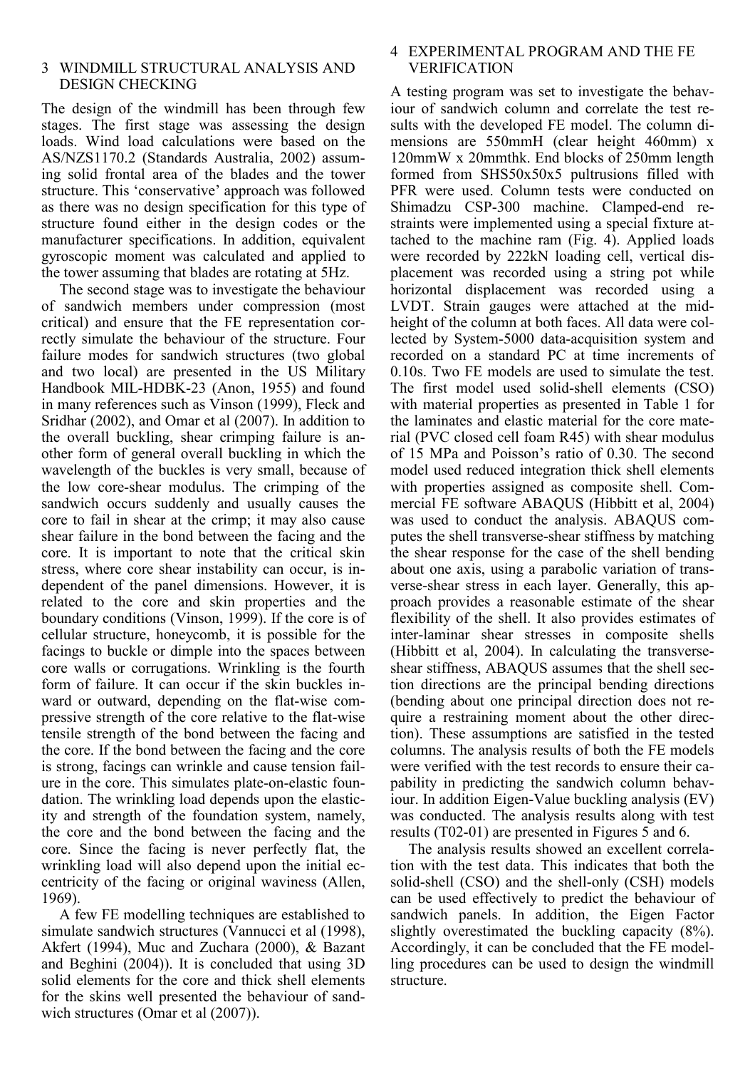## 3 WINDMILL STRUCTURAL ANALYSIS AND DESIGN CHECKING

The design of the windmill has been through few stages. The first stage was assessing the design loads. Wind load calculations were based on the AS/NZS1170.2 (Standards Australia, 2002) assuming solid frontal area of the blades and the tower structure. This 'conservative' approach was followed as there was no design specification for this type of structure found either in the design codes or the manufacturer specifications. In addition, equivalent gyroscopic moment was calculated and applied to the tower assuming that blades are rotating at 5Hz.

The second stage was to investigate the behaviour of sandwich members under compression (most critical) and ensure that the FE representation correctly simulate the behaviour of the structure. Four failure modes for sandwich structures (two global and two local) are presented in the US Military Handbook MIL-HDBK-23 (Anon, 1955) and found in many references such as Vinson (1999), Fleck and Sridhar (2002), and Omar et al (2007). In addition to the overall buckling, shear crimping failure is another form of general overall buckling in which the wavelength of the buckles is very small, because of the low core-shear modulus. The crimping of the sandwich occurs suddenly and usually causes the core to fail in shear at the crimp; it may also cause shear failure in the bond between the facing and the core. It is important to note that the critical skin stress, where core shear instability can occur, is independent of the panel dimensions. However, it is related to the core and skin properties and the boundary conditions (Vinson, 1999). If the core is of cellular structure, honeycomb, it is possible for the facings to buckle or dimple into the spaces between core walls or corrugations. Wrinkling is the fourth form of failure. It can occur if the skin buckles inward or outward, depending on the flat-wise compressive strength of the core relative to the flat-wise tensile strength of the bond between the facing and the core. If the bond between the facing and the core is strong, facings can wrinkle and cause tension failure in the core. This simulates plate-on-elastic foundation. The wrinkling load depends upon the elasticity and strength of the foundation system, namely, the core and the bond between the facing and the core. Since the facing is never perfectly flat, the wrinkling load will also depend upon the initial eccentricity of the facing or original waviness (Allen, 1969).

A few FE modelling techniques are established to simulate sandwich structures (Vannucci et al (1998), Akfert (1994), Muc and Zuchara (2000), & Bazant and Beghini (2004)). It is concluded that using 3D solid elements for the core and thick shell elements for the skins well presented the behaviour of sandwich structures (Omar et al (2007)).

## 4 EXPERIMENTAL PROGRAM AND THE FE VERIFICATION

A testing program was set to investigate the behaviour of sandwich column and correlate the test results with the developed FE model. The column dimensions are 550mmH (clear height 460mm) x 120mmW x 20mmthk. End blocks of 250mm length formed from SHS50x50x5 pultrusions filled with PFR were used. Column tests were conducted on Shimadzu CSP-300 machine. Clamped-end restraints were implemented using a special fixture attached to the machine ram (Fig. 4). Applied loads were recorded by 222kN loading cell, vertical displacement was recorded using a string pot while horizontal displacement was recorded using a LVDT. Strain gauges were attached at the mid-height of the column at both faces. All data were collected by System-5000 data-acquisition system and recorded on a standard PC at time increments of 0.10s. Two FE models are used to simulate the test. The first model used solid-shell elements (CSO) with material properties as presented in Table 1 for the laminates and elastic material for the core material (PVC closed cell foam R45) with shear modulus of 15 MPa and Poisson's ratio of 0.30. The second model used reduced integration thick shell elements with properties assigned as composite shell. Commercial FE software ABAQUS (Hibbitt et al, 2004) was used to conduct the analysis. ABAQUS computes the shell transverse-shear stiffness by matching the shear response for the case of the shell bending about one axis, using a parabolic variation of transverse-shear stress in each layer. Generally, this approach provides a reasonable estimate of the shear flexibility of the shell. It also provides estimates of inter-laminar shear stresses in composite shells (Hibbitt et al, 2004). In calculating the transverse-shear stiffness, ABAQUS assumes that the shell section directions are the principal bending directions (bending about one principal direction does not require a restraining moment about the other direction). These assumptions are satisfied in the tested columns. The analysis results of both the FE models were verified with the test records to ensure their capability in predicting the sandwich column behaviour. In addition Eigen-Value buckling analysis (EV) was conducted. The analysis results along with test results (T02-01) are presented in Figures 5 and 6.

The analysis results showed an excellent correlation with the test data. This indicates that both the solid-shell (CSO) and the shell-only (CSH) models can be used effectively to predict the behaviour of sandwich panels. In addition, the Eigen Factor slightly overestimated the buckling capacity (8%). Accordingly, it can be concluded that the FE modelling procedures can be used to design the windmill structure.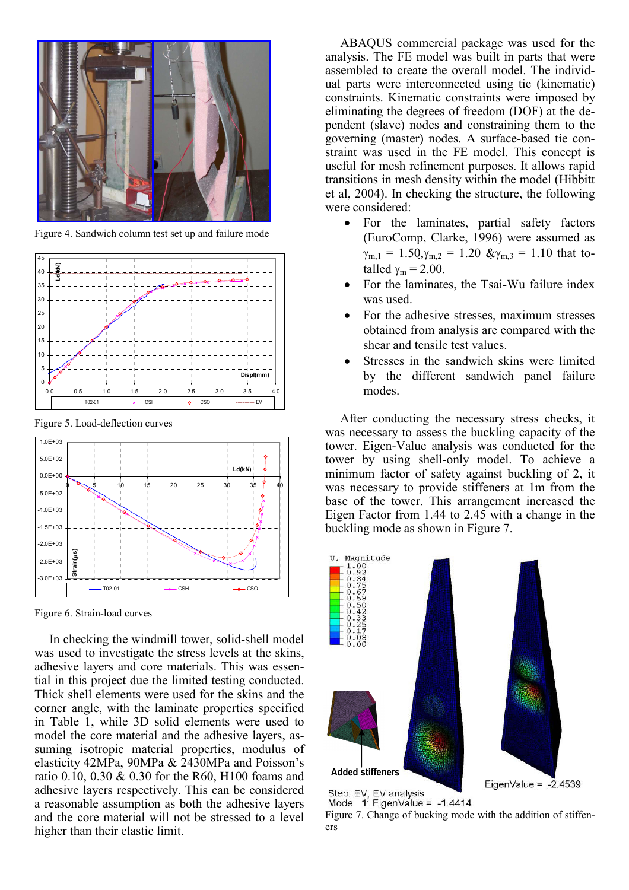Figure 4. Sandwich column test set up and failure mode

Figure 5. Load-deflection curves

Figure 6. Strain-load curves

In checking the windmill tower, solid-shell model was used to investigate the stress levels at the skins, adhesive layers and core materials. This was essential in this project due the limited testing conducted. Thick shell elements were used for the skins and the corner angle, with the laminate properties specified in Table 1, while 3D solid elements were used to model the core material and the adhesive layers, assuming isotropic material properties, modulus of elasticity 42MPa, 90MPa & 2430MPa and Poisson's ratio 0.10, 0.30 & 0.30 for the R60, H100 foams and adhesive layers respectively. This can be considered a reasonable assumption as both the adhesive layers and the core material will not be stressed to a level higher than their elastic limit.

ABAQUS commercial package was used for the analysis. The FE model was built in parts that were assembled to create the overall model. The individual parts were interconnected using tie (kinematic) constraints. Kinematic constraints were imposed by eliminating the degrees of freedom (DOF) at the dependent (slave) nodes and constraining them to the governing (master) nodes. A surface-based tie constraint was used in the FE model. This concept is useful for mesh refinement purposes. It allows rapid transitions in mesh density within the model (Hibbitt et al, 2004). In checking the structure, the following were considered:

- For the laminates, partial safety factors (EuroComp, Clarke, 1996) were assumed as $\gamma_{m,1}$ = 1.50, $\gamma_{m,2}$ = 1.20 & $\gamma_{m,3}$ = 1.10 that totalled $\gamma_m$ = 2.00.
- For the laminates, the Tsai-Wu failure index was used.
- For the adhesive stresses, maximum stresses obtained from analysis are compared with the shear and tensile test values.
- Stresses in the sandwich skins were limited by the different sandwich panel failure modes.

After conducting the necessary stress checks, it was necessary to assess the buckling capacity of the tower. Eigen-Value analysis was conducted for the tower by using shell-only model. To achieve a minimum factor of safety against buckling of 2, it was necessary to provide stiffeners at 1m from the base of the tower. This arrangement increased the Eigen Factor from 1.44 to 2.45 with a change in the buckling mode as shown in Figure 7.

Figure 7. Change of bucking mode with the addition of stiffeners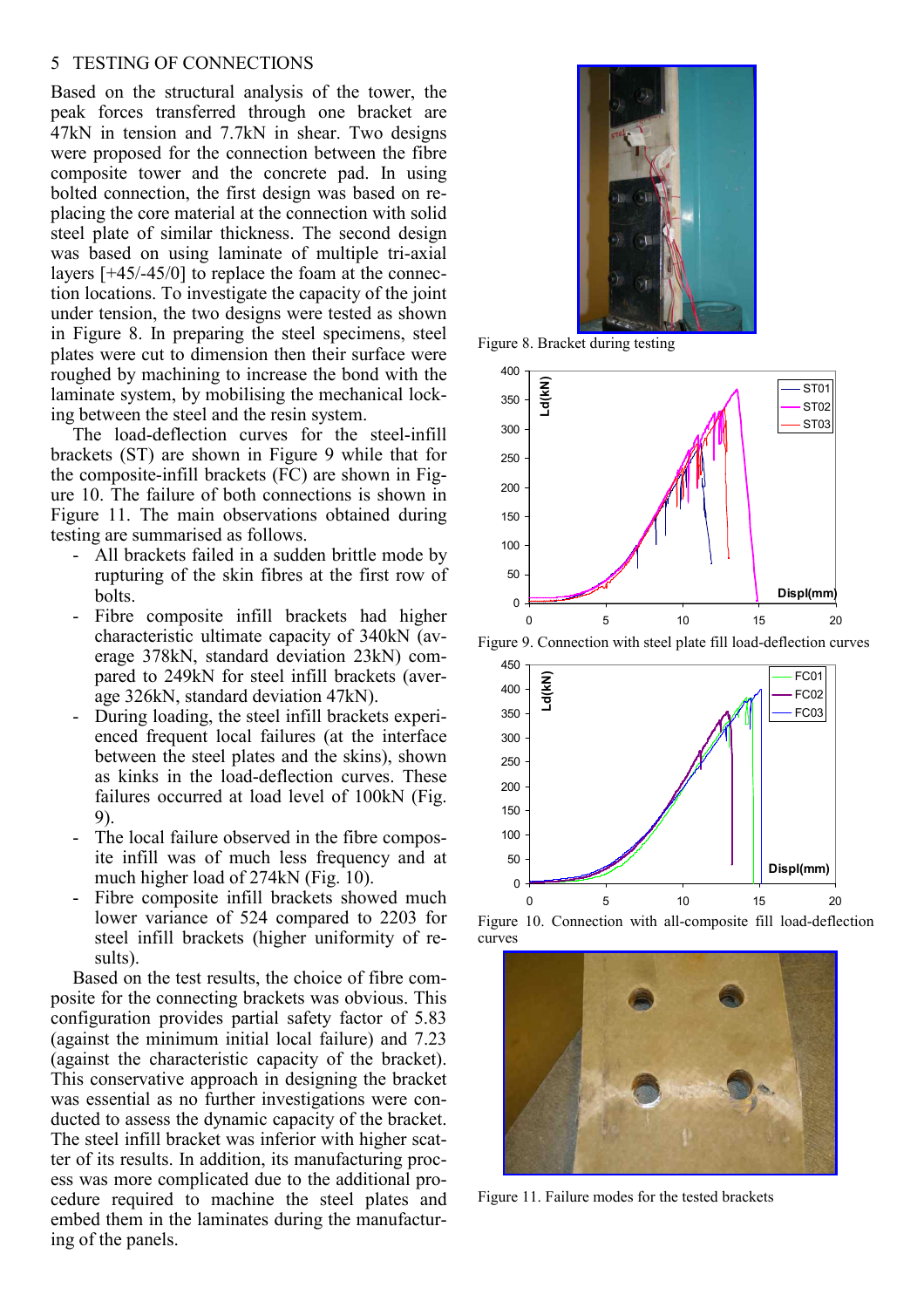## 5 TESTING OF CONNECTIONS

Based on the structural analysis of the tower, the peak forces transferred through one bracket are 47kN in tension and 7.7kN in shear. Two designs were proposed for the connection between the fibre composite tower and the concrete pad. In using bolted connection, the first design was based on replacing the core material at the connection with solid steel plate of similar thickness. The second design was based on using laminate of multiple tri-axial layers [+45/-45/0] to replace the foam at the connection locations. To investigate the capacity of the joint under tension, the two designs were tested as shown in Figure 8. In preparing the steel specimens, steel plates were cut to dimension then their surface were roughed by machining to increase the bond with the laminate system, by mobilising the mechanical locking between the steel and the resin system.

The load-deflection curves for the steel-infill brackets (ST) are shown in Figure 9 while that for the composite-infill brackets (FC) are shown in Figure 10. The failure of both connections is shown in Figure 11. The main observations obtained during testing are summarised as follows.

- All brackets failed in a sudden brittle mode by rupturing of the skin fibres at the first row of bolts.
- Fibre composite infill brackets had higher characteristic ultimate capacity of 340kN (average 378kN, standard deviation 23kN) compared to 249kN for steel infill brackets (average 326kN, standard deviation 47kN).
- During loading, the steel infill brackets experienced frequent local failures (at the interface between the steel plates and the skins), shown as kinks in the load-deflection curves. These failures occurred at load level of 100kN (Fig. 9).
- The local failure observed in the fibre composite infill was of much less frequency and at much higher load of 274kN (Fig. 10).
- Fibre composite infill brackets showed much lower variance of 524 compared to 2203 for steel infill brackets (higher uniformity of results).

Based on the test results, the choice of fibre composite for the connecting brackets was obvious. This configuration provides partial safety factor of 5.83 (against the minimum initial local failure) and 7.23 (against the characteristic capacity of the bracket). This conservative approach in designing the bracket was essential as no further investigations were conducted to assess the dynamic capacity of the bracket. The steel infill bracket was inferior with higher scatter of its results. In addition, its manufacturing process was more complicated due to the additional procedure required to machine the steel plates and embed them in the laminates during the manufacturing of the panels.

Figure 8. Bracket during testing

Figure 9. Connection with steel plate fill load-deflection curves

Figure 10. Connection with all-composite fill load-deflection curves

Figure 11. Failure modes for the tested brackets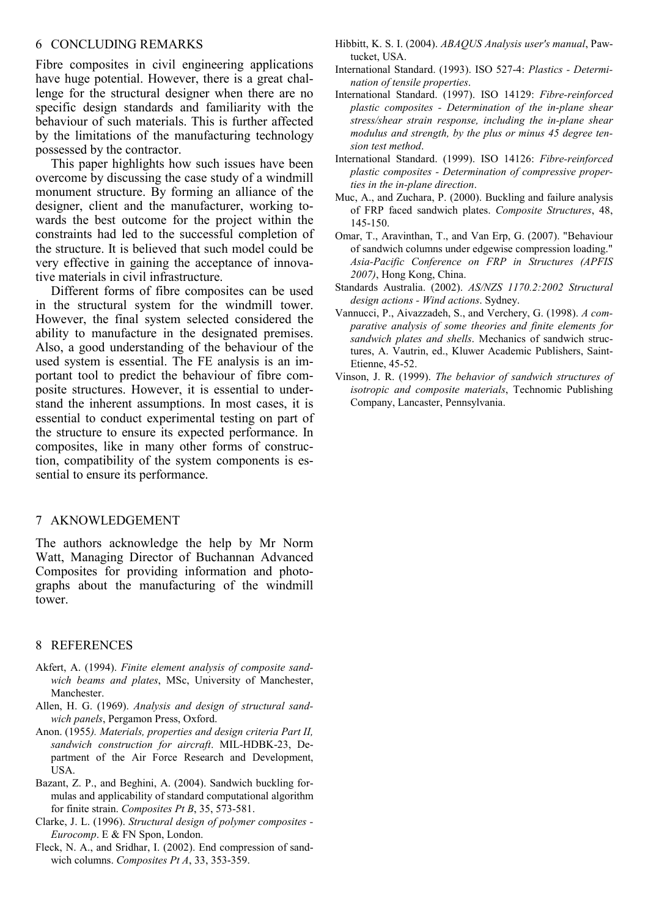## 6 CONCLUDING REMARKS

Fibre composites in civil engineering applications have huge potential. However, there is a great challenge for the structural designer when there are no specific design standards and familiarity with the behaviour of such materials. This is further affected by the limitations of the manufacturing technology possessed by the contractor.

This paper highlights how such issues have been overcome by discussing the case study of a windmill monument structure. By forming an alliance of the designer, client and the manufacturer, working towards the best outcome for the project within the constraints had led to the successful completion of the structure. It is believed that such model could be very effective in gaining the acceptance of innovative materials in civil infrastructure.

Different forms of fibre composites can be used in the structural system for the windmill tower. However, the final system selected considered the ability to manufacture in the designated premises. Also, a good understanding of the behaviour of the used system is essential. The FE analysis is an important tool to predict the behaviour of fibre composite structures. However, it is essential to understand the inherent assumptions. In most cases, it is essential to conduct experimental testing on part of the structure to ensure its expected performance. In composites, like in many other forms of construction, compatibility of the system components is essential to ensure its performance.

## 7 AKNOWLEDGEMENT

The authors acknowledge the help by Mr Norm Watt, Managing Director of Buchannan Advanced Composites for providing information and photographs about the manufacturing of the windmill tower.

## 8 REFERENCES

Akfert, A. (1994). *Finite element analysis of composite sandwich beams and plates*, MSc, University of Manchester, Manchester.

Allen, H. G. (1969). *Analysis and design of structural sandwich panels*, Pergamon Press, Oxford.

Anon. (1955*). Materials, properties and design criteria Part II, sandwich construction for aircraft*. MIL-HDBK-23, Department of the Air Force Research and Development, USA.

Bazant, Z. P., and Beghini, A. (2004). Sandwich buckling formulas and applicability of standard computational algorithm for finite strain. *Composites Pt B*, 35, 573-581.

Clarke, J. L. (1996). *Structural design of polymer composites - Eurocomp*. E & FN Spon, London.

Fleck, N. A., and Sridhar, I. (2002). End compression of sandwich columns. *Composites Pt A*, 33, 353-359.

Hibbitt, K. S. I. (2004). *ABAQUS Analysis user's manual*, Pawtucket, USA.

International Standard. (1993). ISO 527-4: *Plastics - Determination of tensile properties*.

International Standard. (1997). ISO 14129: *Fibre-reinforced plastic composites - Determination of the in-plane shear stress/shear strain response, including the in-plane shear modulus and strength, by the plus or minus 45 degree tension test method*.

International Standard. (1999). ISO 14126: *Fibre-reinforced plastic composites - Determination of compressive properties in the in-plane direction*.

Muc, A., and Zuchara, P. (2000). Buckling and failure analysis of FRP faced sandwich plates. *Composite Structures*, 48, 145-150.

Omar, T., Aravinthan, T., and Van Erp, G. (2007). "Behaviour of sandwich columns under edgewise compression loading." *Asia-Pacific Conference on FRP in Structures (APFIS 2007)*, Hong Kong, China.

Standards Australia. (2002). *AS/NZS 1170.2:2002 Structural design actions - Wind actions*. Sydney.

Vannucci, P., Aivazzadeh, S., and Verchery, G. (1998). *A comparative analysis of some theories and finite elements for sandwich plates and shells*. Mechanics of sandwich structures, A. Vautrin, ed., Kluwer Academic Publishers, Saint-Etienne, 45-52.

Vinson, J. R. (1999). *The behavior of sandwich structures of isotropic and composite materials*, Technomic Publishing Company, Lancaster, Pennsylvania.